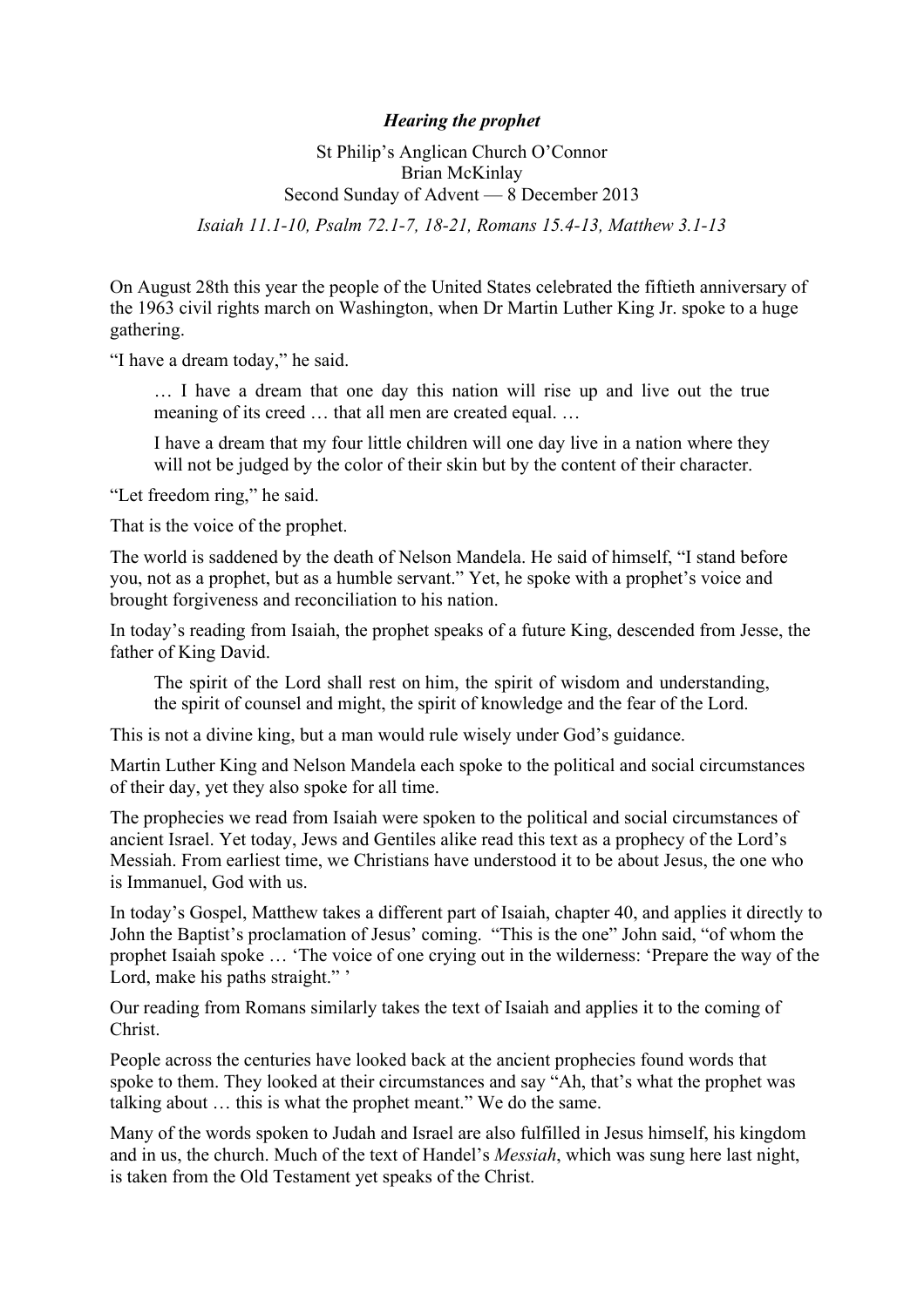***Hearing the prophet***

St Philip's Anglican Church O'Connor
Brian McKinlay
Second Sunday of Advent — 8 December 2013

*Isaiah 11.1-10, Psalm 72.1-7, 18-21, Romans 15.4-13, Matthew 3.1-13*

On August 28th this year the people of the United States celebrated the fiftieth anniversary of the 1963 civil rights march on Washington, when Dr Martin Luther King Jr. spoke to a huge gathering.

"I have a dream today," he said.

> … I have a dream that one day this nation will rise up and live out the true meaning of its creed … that all men are created equal. …
>
> I have a dream that my four little children will one day live in a nation where they will not be judged by the color of their skin but by the content of their character.

"Let freedom ring," he said.

That is the voice of the prophet.

The world is saddened by the death of Nelson Mandela. He said of himself, "I stand before you, not as a prophet, but as a humble servant." Yet, he spoke with a prophet's voice and brought forgiveness and reconciliation to his nation.

In today's reading from Isaiah, the prophet speaks of a future King, descended from Jesse, the father of King David.

> The spirit of the Lord shall rest on him, the spirit of wisdom and understanding, the spirit of counsel and might, the spirit of knowledge and the fear of the Lord.

This is not a divine king, but a man would rule wisely under God's guidance.

Martin Luther King and Nelson Mandela each spoke to the political and social circumstances of their day, yet they also spoke for all time.

The prophecies we read from Isaiah were spoken to the political and social circumstances of ancient Israel. Yet today, Jews and Gentiles alike read this text as a prophecy of the Lord's Messiah. From earliest time, we Christians have understood it to be about Jesus, the one who is Immanuel, God with us.

In today's Gospel, Matthew takes a different part of Isaiah, chapter 40, and applies it directly to John the Baptist's proclamation of Jesus' coming. "This is the one" John said, "of whom the prophet Isaiah spoke … 'The voice of one crying out in the wilderness: 'Prepare the way of the Lord, make his paths straight." '

Our reading from Romans similarly takes the text of Isaiah and applies it to the coming of Christ.

People across the centuries have looked back at the ancient prophecies found words that spoke to them. They looked at their circumstances and say "Ah, that's what the prophet was talking about … this is what the prophet meant." We do the same.

Many of the words spoken to Judah and Israel are also fulfilled in Jesus himself, his kingdom and in us, the church. Much of the text of Handel's *Messiah*, which was sung here last night, is taken from the Old Testament yet speaks of the Christ.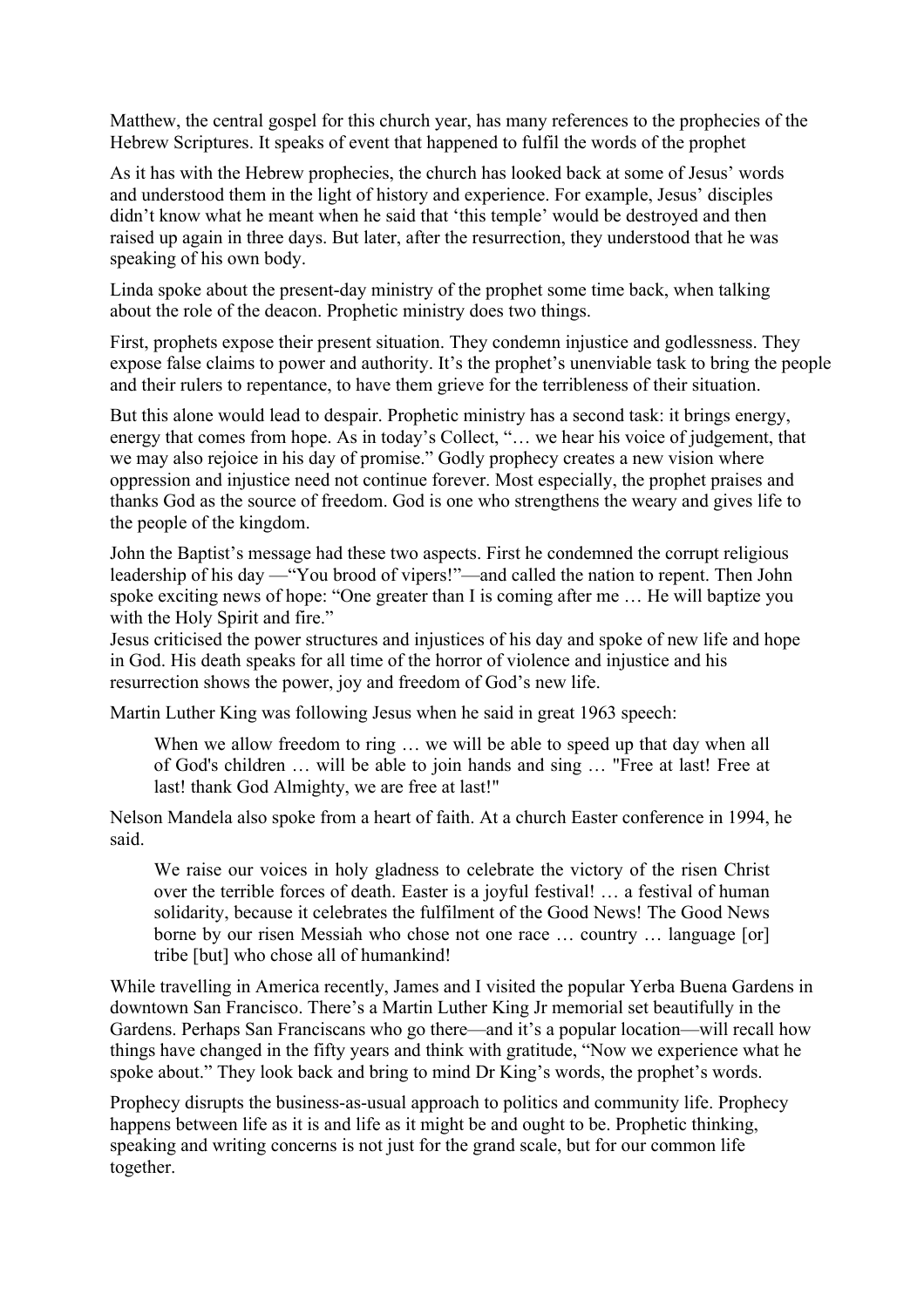Matthew, the central gospel for this church year, has many references to the prophecies of the Hebrew Scriptures. It speaks of event that happened to fulfil the words of the prophet

As it has with the Hebrew prophecies, the church has looked back at some of Jesus' words and understood them in the light of history and experience. For example, Jesus' disciples didn't know what he meant when he said that 'this temple' would be destroyed and then raised up again in three days. But later, after the resurrection, they understood that he was speaking of his own body.

Linda spoke about the present-day ministry of the prophet some time back, when talking about the role of the deacon. Prophetic ministry does two things.

First, prophets expose their present situation. They condemn injustice and godlessness. They expose false claims to power and authority. It's the prophet's unenviable task to bring the people and their rulers to repentance, to have them grieve for the terribleness of their situation.

But this alone would lead to despair. Prophetic ministry has a second task: it brings energy, energy that comes from hope. As in today's Collect, "… we hear his voice of judgement, that we may also rejoice in his day of promise." Godly prophecy creates a new vision where oppression and injustice need not continue forever. Most especially, the prophet praises and thanks God as the source of freedom. God is one who strengthens the weary and gives life to the people of the kingdom.

John the Baptist's message had these two aspects. First he condemned the corrupt religious leadership of his day —"You brood of vipers!"—and called the nation to repent. Then John spoke exciting news of hope: "One greater than I is coming after me … He will baptize you with the Holy Spirit and fire."
Jesus criticised the power structures and injustices of his day and spoke of new life and hope in God. His death speaks for all time of the horror of violence and injustice and his resurrection shows the power, joy and freedom of God's new life.

Martin Luther King was following Jesus when he said in great 1963 speech:

> When we allow freedom to ring … we will be able to speed up that day when all of God's children … will be able to join hands and sing … "Free at last! Free at last! thank God Almighty, we are free at last!"

Nelson Mandela also spoke from a heart of faith. At a church Easter conference in 1994, he said.

> We raise our voices in holy gladness to celebrate the victory of the risen Christ over the terrible forces of death. Easter is a joyful festival! … a festival of human solidarity, because it celebrates the fulfilment of the Good News! The Good News borne by our risen Messiah who chose not one race … country … language [or] tribe [but] who chose all of humankind!

While travelling in America recently, James and I visited the popular Yerba Buena Gardens in downtown San Francisco. There's a Martin Luther King Jr memorial set beautifully in the Gardens. Perhaps San Franciscans who go there—and it's a popular location—will recall how things have changed in the fifty years and think with gratitude, "Now we experience what he spoke about." They look back and bring to mind Dr King's words, the prophet's words.

Prophecy disrupts the business-as-usual approach to politics and community life. Prophecy happens between life as it is and life as it might be and ought to be. Prophetic thinking, speaking and writing concerns is not just for the grand scale, but for our common life together.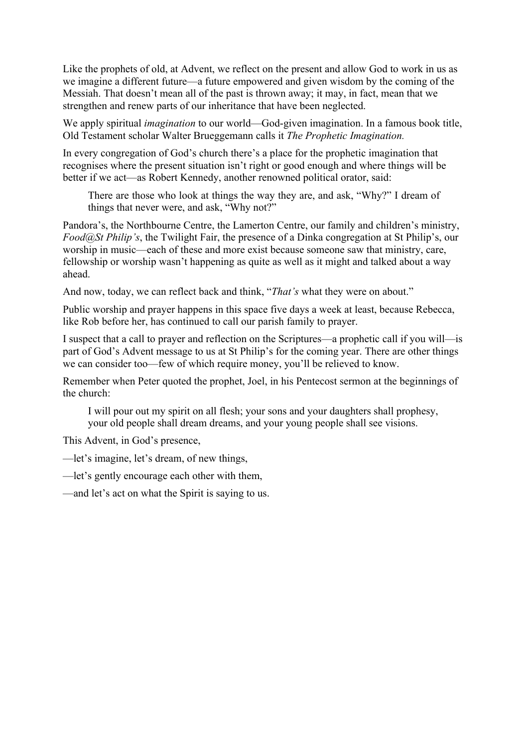Like the prophets of old, at Advent, we reflect on the present and allow God to work in us as we imagine a different future—a future empowered and given wisdom by the coming of the Messiah. That doesn't mean all of the past is thrown away; it may, in fact, mean that we strengthen and renew parts of our inheritance that have been neglected.

We apply spiritual *imagination* to our world—God-given imagination. In a famous book title, Old Testament scholar Walter Brueggemann calls it *The Prophetic Imagination.*

In every congregation of God's church there's a place for the prophetic imagination that recognises where the present situation isn't right or good enough and where things will be better if we act—as Robert Kennedy, another renowned political orator, said:

> There are those who look at things the way they are, and ask, "Why?" I dream of things that never were, and ask, "Why not?"

Pandora's, the Northbourne Centre, the Lamerton Centre, our family and children's ministry, *Food@St Philip's*, the Twilight Fair, the presence of a Dinka congregation at St Philip's, our worship in music—each of these and more exist because someone saw that ministry, care, fellowship or worship wasn't happening as quite as well as it might and talked about a way ahead.

And now, today, we can reflect back and think, "*That's* what they were on about."

Public worship and prayer happens in this space five days a week at least, because Rebecca, like Rob before her, has continued to call our parish family to prayer.

I suspect that a call to prayer and reflection on the Scriptures—a prophetic call if you will—is part of God's Advent message to us at St Philip's for the coming year. There are other things we can consider too—few of which require money, you'll be relieved to know.

Remember when Peter quoted the prophet, Joel, in his Pentecost sermon at the beginnings of the church:

> I will pour out my spirit on all flesh; your sons and your daughters shall prophesy, your old people shall dream dreams, and your young people shall see visions.

This Advent, in God's presence,

—let's imagine, let's dream, of new things,

—let's gently encourage each other with them,

—and let's act on what the Spirit is saying to us.